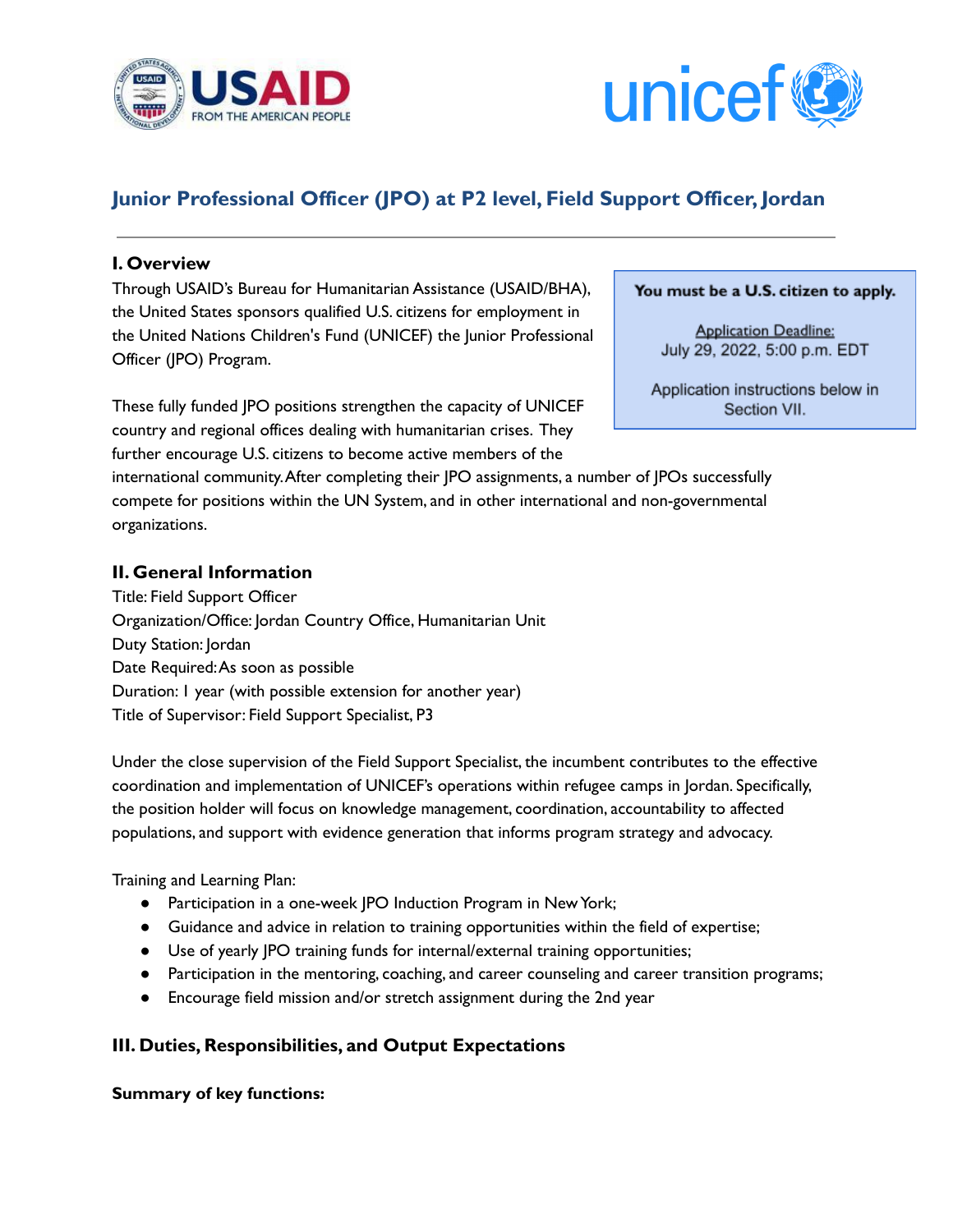# Junior Professional Officer (JPO) at P2 level, Field Support Officer, Jordan

---

**You must be a U.S. citizen to apply.**

Application Deadline:
July 29, 2022, 5:00 p.m. EDT

Application instructions below in Section VII.

## I. Overview

Through USAID's Bureau for Humanitarian Assistance (USAID/BHA), the United States sponsors qualified U.S. citizens for employment in the United Nations Children's Fund (UNICEF) the Junior Professional Officer (JPO) Program.

These fully funded JPO positions strengthen the capacity of UNICEF country and regional offices dealing with humanitarian crises. They further encourage U.S. citizens to become active members of the international community. After completing their JPO assignments, a number of JPOs successfully compete for positions within the UN System, and in other international and non-governmental organizations.

## II. General Information

Title: Field Support Officer
Organization/Office: Jordan Country Office, Humanitarian Unit
Duty Station: Jordan
Date Required: As soon as possible
Duration: 1 year (with possible extension for another year)
Title of Supervisor: Field Support Specialist, P3

Under the close supervision of the Field Support Specialist, the incumbent contributes to the effective coordination and implementation of UNICEF's operations within refugee camps in Jordan. Specifically, the position holder will focus on knowledge management, coordination, accountability to affected populations, and support with evidence generation that informs program strategy and advocacy.

Training and Learning Plan:

- Participation in a one-week JPO Induction Program in New York;
- Guidance and advice in relation to training opportunities within the field of expertise;
- Use of yearly JPO training funds for internal/external training opportunities;
- Participation in the mentoring, coaching, and career counseling and career transition programs;
- Encourage field mission and/or stretch assignment during the 2nd year

## III. Duties, Responsibilities, and Output Expectations

**Summary of key functions:**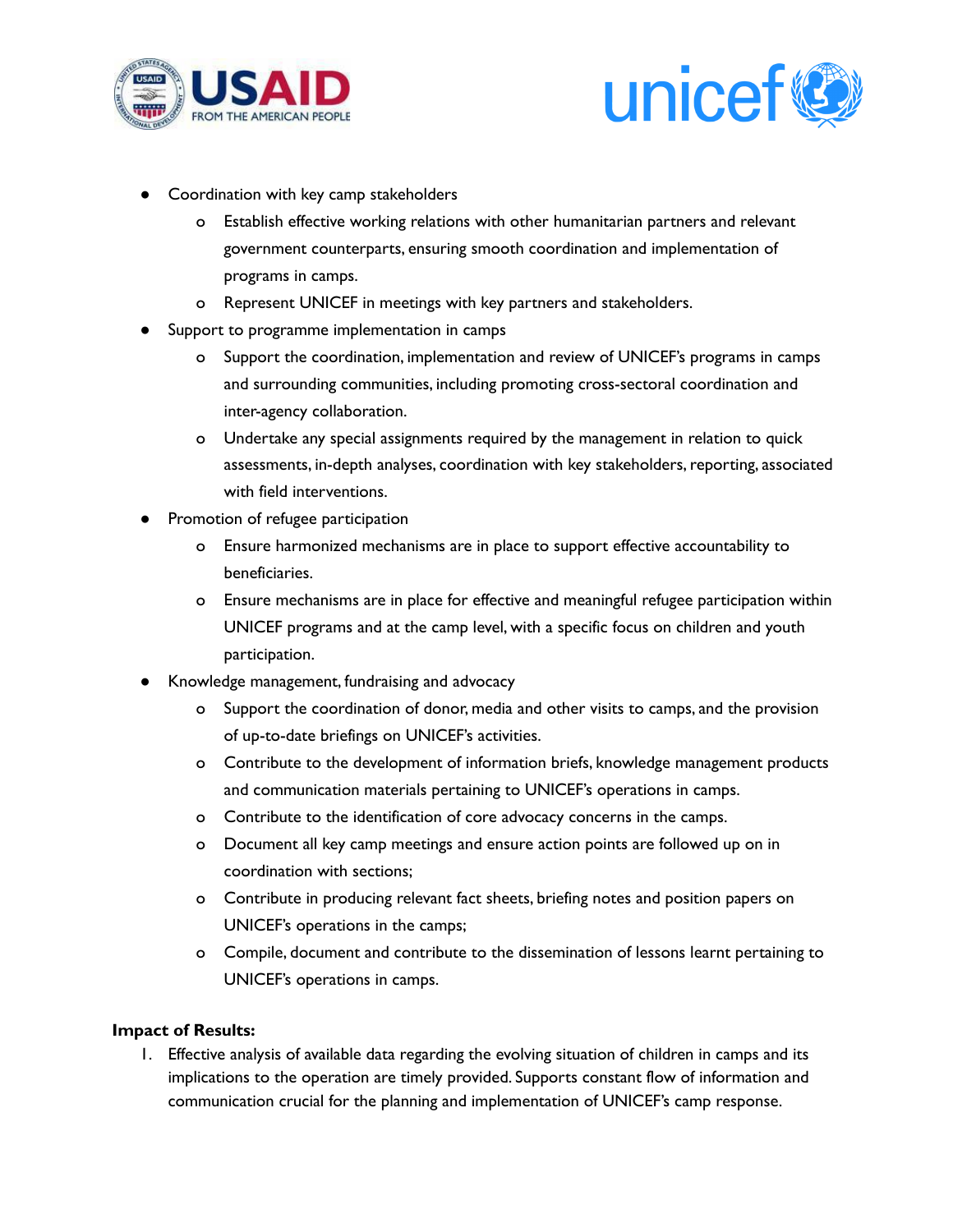- Coordination with key camp stakeholders
  - Establish effective working relations with other humanitarian partners and relevant government counterparts, ensuring smooth coordination and implementation of programs in camps.
  - Represent UNICEF in meetings with key partners and stakeholders.
- Support to programme implementation in camps
  - Support the coordination, implementation and review of UNICEF's programs in camps and surrounding communities, including promoting cross-sectoral coordination and inter-agency collaboration.
  - Undertake any special assignments required by the management in relation to quick assessments, in-depth analyses, coordination with key stakeholders, reporting, associated with field interventions.
- Promotion of refugee participation
  - Ensure harmonized mechanisms are in place to support effective accountability to beneficiaries.
  - Ensure mechanisms are in place for effective and meaningful refugee participation within UNICEF programs and at the camp level, with a specific focus on children and youth participation.
- Knowledge management, fundraising and advocacy
  - Support the coordination of donor, media and other visits to camps, and the provision of up-to-date briefings on UNICEF's activities.
  - Contribute to the development of information briefs, knowledge management products and communication materials pertaining to UNICEF's operations in camps.
  - Contribute to the identification of core advocacy concerns in the camps.
  - Document all key camp meetings and ensure action points are followed up on in coordination with sections;
  - Contribute in producing relevant fact sheets, briefing notes and position papers on UNICEF's operations in the camps;
  - Compile, document and contribute to the dissemination of lessons learnt pertaining to UNICEF's operations in camps.

**Impact of Results:**

1. Effective analysis of available data regarding the evolving situation of children in camps and its implications to the operation are timely provided. Supports constant flow of information and communication crucial for the planning and implementation of UNICEF's camp response.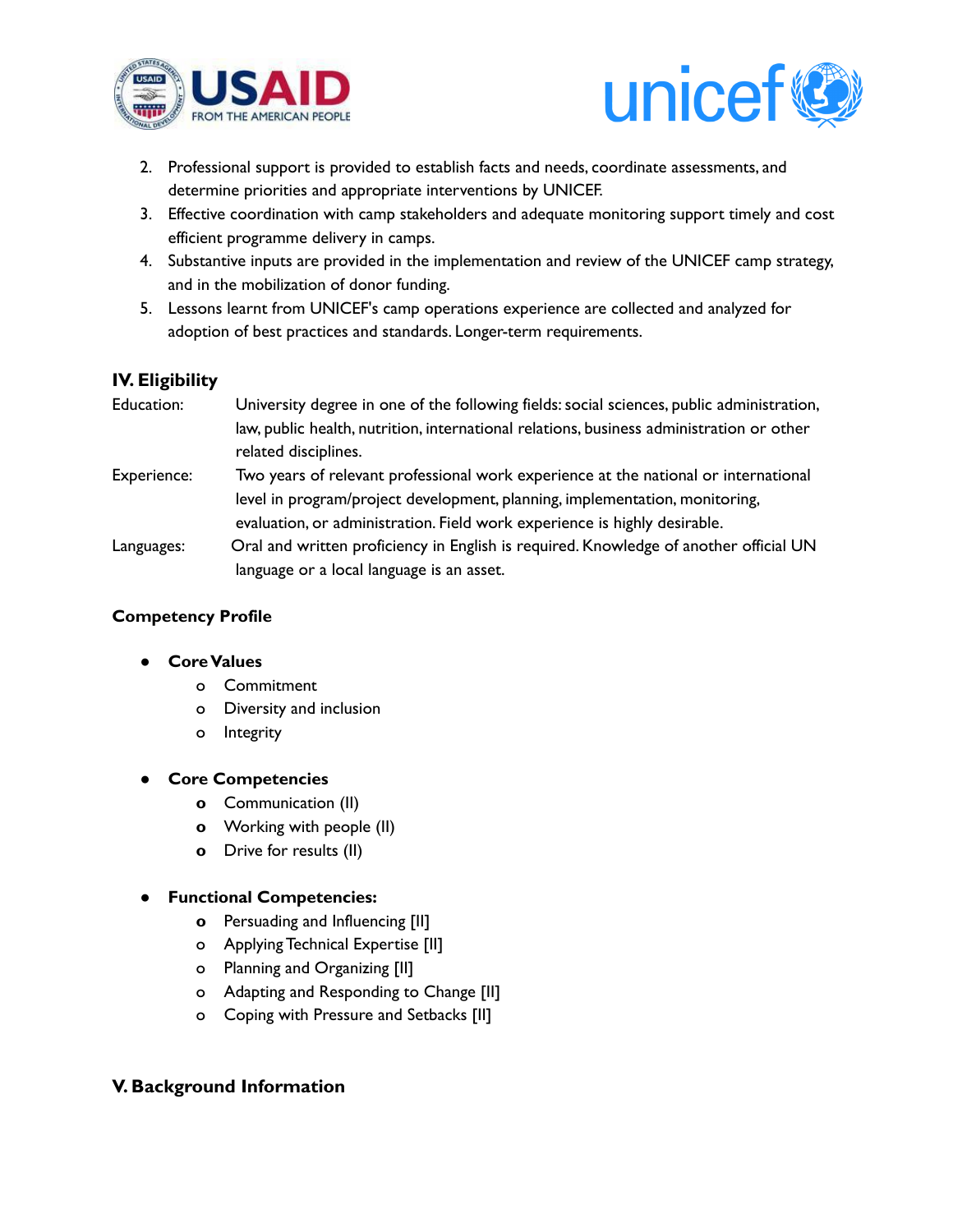2. Professional support is provided to establish facts and needs, coordinate assessments, and determine priorities and appropriate interventions by UNICEF.
3. Effective coordination with camp stakeholders and adequate monitoring support timely and cost efficient programme delivery in camps.
4. Substantive inputs are provided in the implementation and review of the UNICEF camp strategy, and in the mobilization of donor funding.
5. Lessons learnt from UNICEF's camp operations experience are collected and analyzed for adoption of best practices and standards. Longer-term requirements.

## IV. Eligibility

Education: University degree in one of the following fields: social sciences, public administration, law, public health, nutrition, international relations, business administration or other related disciplines.

Experience: Two years of relevant professional work experience at the national or international level in program/project development, planning, implementation, monitoring, evaluation, or administration. Field work experience is highly desirable.

Languages: Oral and written proficiency in English is required. Knowledge of another official UN language or a local language is an asset.

### Competency Profile

- **Core Values**
  - Commitment
  - Diversity and inclusion
  - Integrity

- **Core Competencies**
  - Communication (II)
  - Working with people (II)
  - Drive for results (II)

- **Functional Competencies:**
  - Persuading and Influencing [II]
  - Applying Technical Expertise [II]
  - Planning and Organizing [II]
  - Adapting and Responding to Change [II]
  - Coping with Pressure and Setbacks [II]

## V. Background Information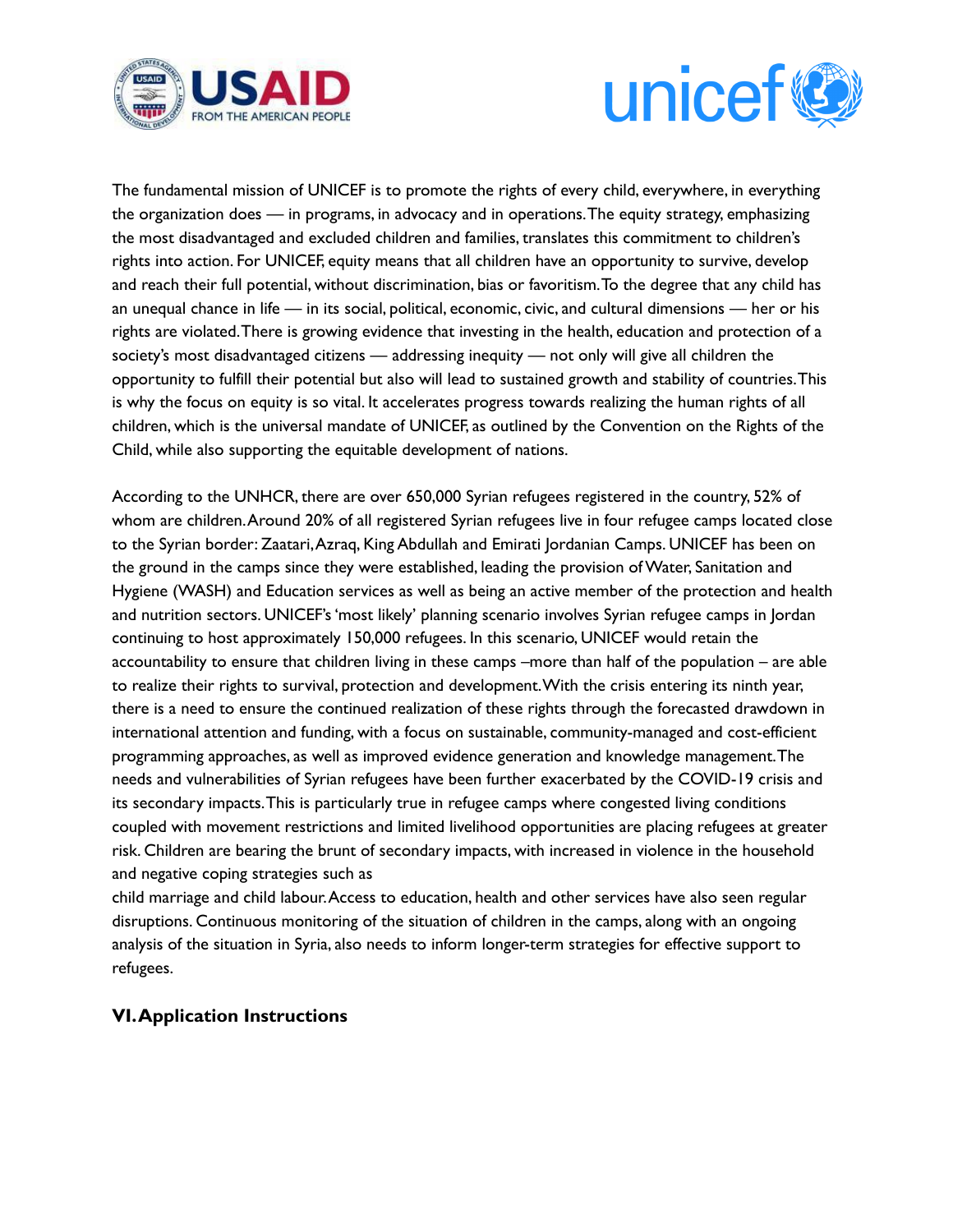The fundamental mission of UNICEF is to promote the rights of every child, everywhere, in everything the organization does — in programs, in advocacy and in operations. The equity strategy, emphasizing the most disadvantaged and excluded children and families, translates this commitment to children's rights into action. For UNICEF, equity means that all children have an opportunity to survive, develop and reach their full potential, without discrimination, bias or favoritism. To the degree that any child has an unequal chance in life — in its social, political, economic, civic, and cultural dimensions — her or his rights are violated. There is growing evidence that investing in the health, education and protection of a society's most disadvantaged citizens — addressing inequity — not only will give all children the opportunity to fulfill their potential but also will lead to sustained growth and stability of countries. This is why the focus on equity is so vital. It accelerates progress towards realizing the human rights of all children, which is the universal mandate of UNICEF, as outlined by the Convention on the Rights of the Child, while also supporting the equitable development of nations.

According to the UNHCR, there are over 650,000 Syrian refugees registered in the country, 52% of whom are children. Around 20% of all registered Syrian refugees live in four refugee camps located close to the Syrian border: Zaatari, Azraq, King Abdullah and Emirati Jordanian Camps. UNICEF has been on the ground in the camps since they were established, leading the provision of Water, Sanitation and Hygiene (WASH) and Education services as well as being an active member of the protection and health and nutrition sectors. UNICEF's 'most likely' planning scenario involves Syrian refugee camps in Jordan continuing to host approximately 150,000 refugees. In this scenario, UNICEF would retain the accountability to ensure that children living in these camps –more than half of the population – are able to realize their rights to survival, protection and development. With the crisis entering its ninth year, there is a need to ensure the continued realization of these rights through the forecasted drawdown in international attention and funding, with a focus on sustainable, community-managed and cost-efficient programming approaches, as well as improved evidence generation and knowledge management. The needs and vulnerabilities of Syrian refugees have been further exacerbated by the COVID-19 crisis and its secondary impacts. This is particularly true in refugee camps where congested living conditions coupled with movement restrictions and limited livelihood opportunities are placing refugees at greater risk. Children are bearing the brunt of secondary impacts, with increased in violence in the household and negative coping strategies such as
child marriage and child labour. Access to education, health and other services have also seen regular disruptions. Continuous monitoring of the situation of children in the camps, along with an ongoing analysis of the situation in Syria, also needs to inform longer-term strategies for effective support to refugees.

## VI. Application Instructions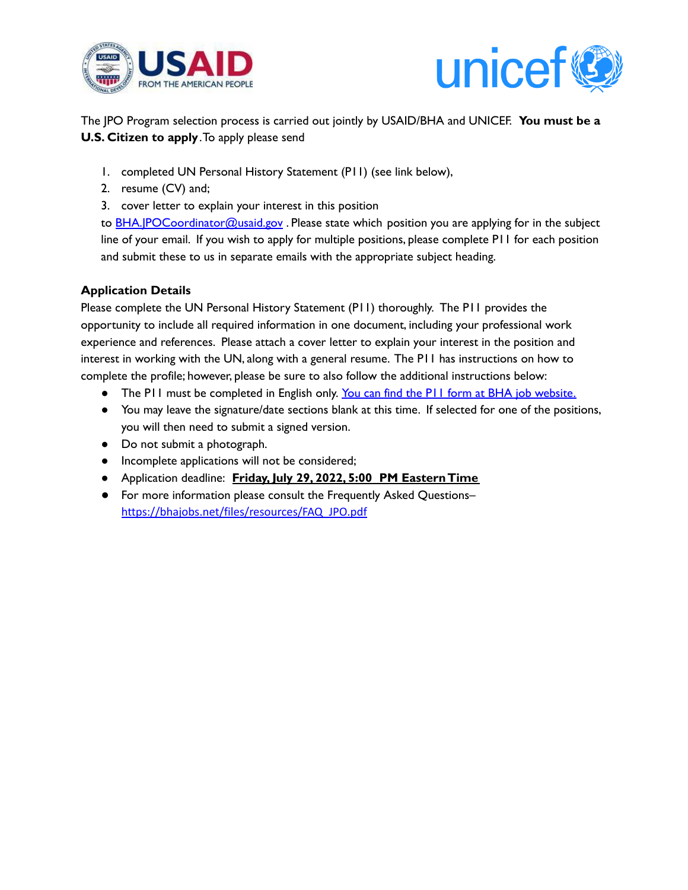The JPO Program selection process is carried out jointly by USAID/BHA and UNICEF. **You must be a U.S. Citizen to apply**. To apply please send

1. completed UN Personal History Statement (P11) (see link below),
2. resume (CV) and;
3. cover letter to explain your interest in this position

to BHA.JPOCoordinator@usaid.gov . Please state which position you are applying for in the subject line of your email. If you wish to apply for multiple positions, please complete P11 for each position and submit these to us in separate emails with the appropriate subject heading.

**Application Details**

Please complete the UN Personal History Statement (P11) thoroughly. The P11 provides the opportunity to include all required information in one document, including your professional work experience and references. Please attach a cover letter to explain your interest in the position and interest in working with the UN, along with a general resume. The P11 has instructions on how to complete the profile; however, please be sure to also follow the additional instructions below:

- The P11 must be completed in English only. You can find the P11 form at BHA job website.
- You may leave the signature/date sections blank at this time. If selected for one of the positions, you will then need to submit a signed version.
- Do not submit a photograph.
- Incomplete applications will not be considered;
- Application deadline: **Friday, July 29, 2022, 5:00 PM Eastern Time**
- For more information please consult the Frequently Asked Questions– https://bhajobs.net/files/resources/FAQ_JPO.pdf